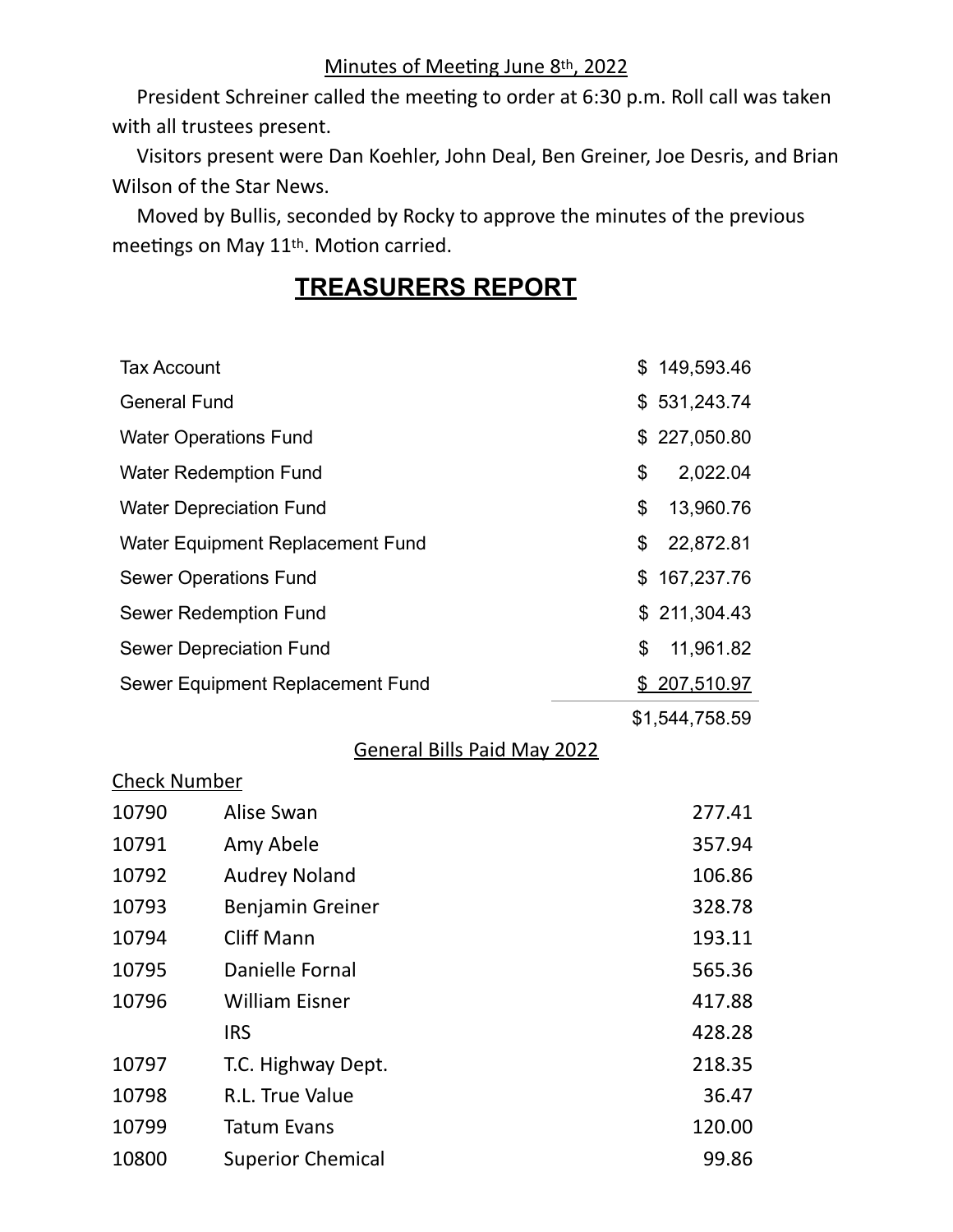Minutes of Meeting June 8th, 2022

President Schreiner called the meeting to order at 6:30 p.m. Roll call was taken with all trustees present.

Visitors present were Dan Koehler, John Deal, Ben Greiner, Joe Desris, and Brian Wilson of the Star News.

Moved by Bullis, seconded by Rocky to approve the minutes of the previous meetings on May 11th. Motion carried.

## TREASURERS REPORT

| | |
|---|---|
| Tax Account | $ 149,593.46 |
| General Fund | $ 531,243.74 |
| Water Operations Fund | $ 227,050.80 |
| Water Redemption Fund | $ 2,022.04 |
| Water Depreciation Fund | $ 13,960.76 |
| Water Equipment Replacement Fund | $ 22,872.81 |
| Sewer Operations Fund | $ 167,237.76 |
| Sewer Redemption Fund | $ 211,304.43 |
| Sewer Depreciation Fund | $ 11,961.82 |
| Sewer Equipment Replacement Fund | $ 207,510.97 |
| | $1,544,758.59 |

General Bills Paid May 2022

| Check Number | | |
|---|---|---|
| 10790 | Alise Swan | 277.41 |
| 10791 | Amy Abele | 357.94 |
| 10792 | Audrey Noland | 106.86 |
| 10793 | Benjamin Greiner | 328.78 |
| 10794 | Cliff Mann | 193.11 |
| 10795 | Danielle Fornal | 565.36 |
| 10796 | William Eisner | 417.88 |
| | IRS | 428.28 |
| 10797 | T.C. Highway Dept. | 218.35 |
| 10798 | R.L. True Value | 36.47 |
| 10799 | Tatum Evans | 120.00 |
| 10800 | Superior Chemical | 99.86 |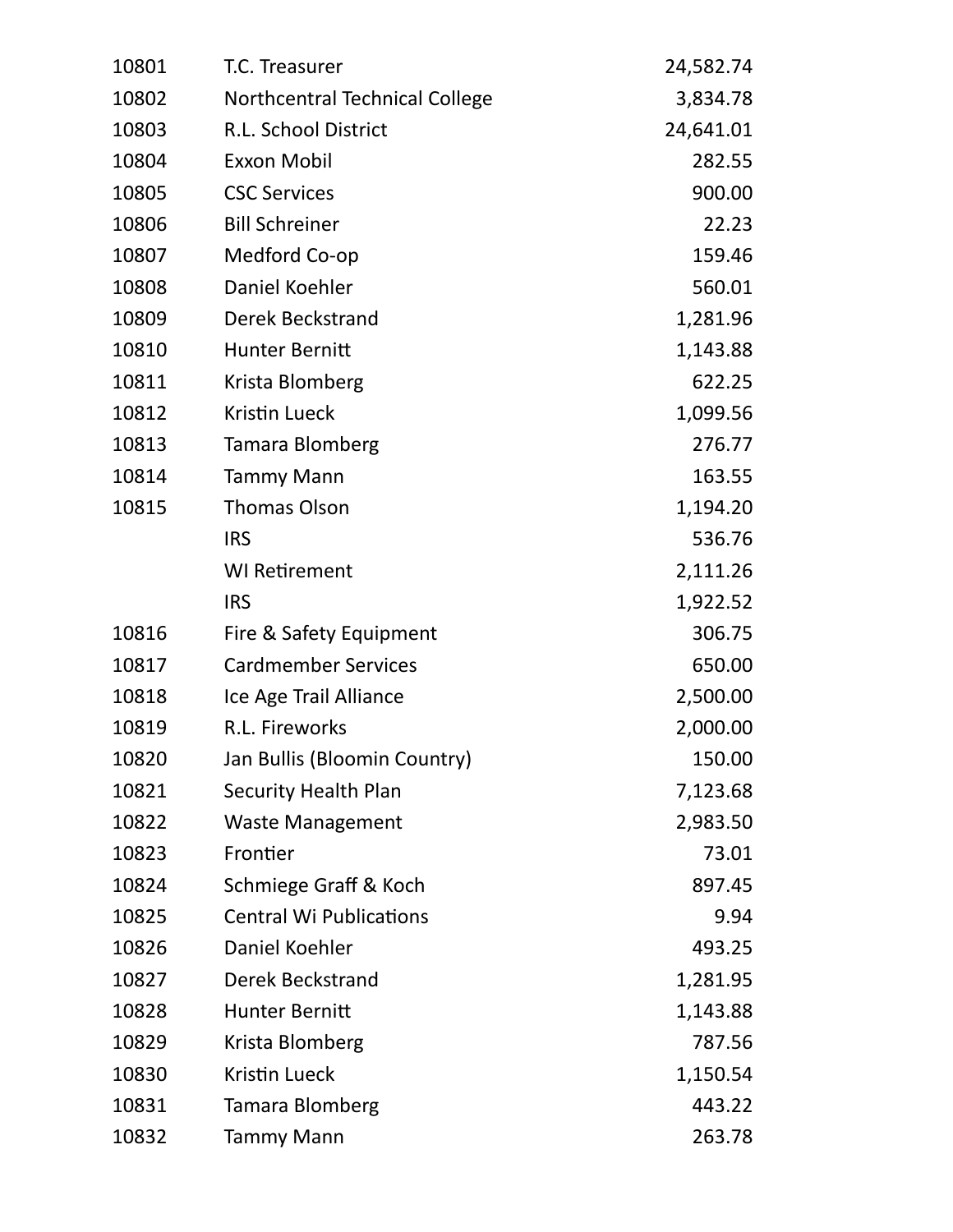| | | |
|---|---|---|
| 10801 | T.C. Treasurer | 24,582.74 |
| 10802 | Northcentral Technical College | 3,834.78 |
| 10803 | R.L. School District | 24,641.01 |
| 10804 | Exxon Mobil | 282.55 |
| 10805 | CSC Services | 900.00 |
| 10806 | Bill Schreiner | 22.23 |
| 10807 | Medford Co-op | 159.46 |
| 10808 | Daniel Koehler | 560.01 |
| 10809 | Derek Beckstrand | 1,281.96 |
| 10810 | Hunter Bernitt | 1,143.88 |
| 10811 | Krista Blomberg | 622.25 |
| 10812 | Kristin Lueck | 1,099.56 |
| 10813 | Tamara Blomberg | 276.77 |
| 10814 | Tammy Mann | 163.55 |
| 10815 | Thomas Olson | 1,194.20 |
| | IRS | 536.76 |
| | WI Retirement | 2,111.26 |
| | IRS | 1,922.52 |
| 10816 | Fire & Safety Equipment | 306.75 |
| 10817 | Cardmember Services | 650.00 |
| 10818 | Ice Age Trail Alliance | 2,500.00 |
| 10819 | R.L. Fireworks | 2,000.00 |
| 10820 | Jan Bullis (Bloomin Country) | 150.00 |
| 10821 | Security Health Plan | 7,123.68 |
| 10822 | Waste Management | 2,983.50 |
| 10823 | Frontier | 73.01 |
| 10824 | Schmiege Graff & Koch | 897.45 |
| 10825 | Central Wi Publications | 9.94 |
| 10826 | Daniel Koehler | 493.25 |
| 10827 | Derek Beckstrand | 1,281.95 |
| 10828 | Hunter Bernitt | 1,143.88 |
| 10829 | Krista Blomberg | 787.56 |
| 10830 | Kristin Lueck | 1,150.54 |
| 10831 | Tamara Blomberg | 443.22 |
| 10832 | Tammy Mann | 263.78 |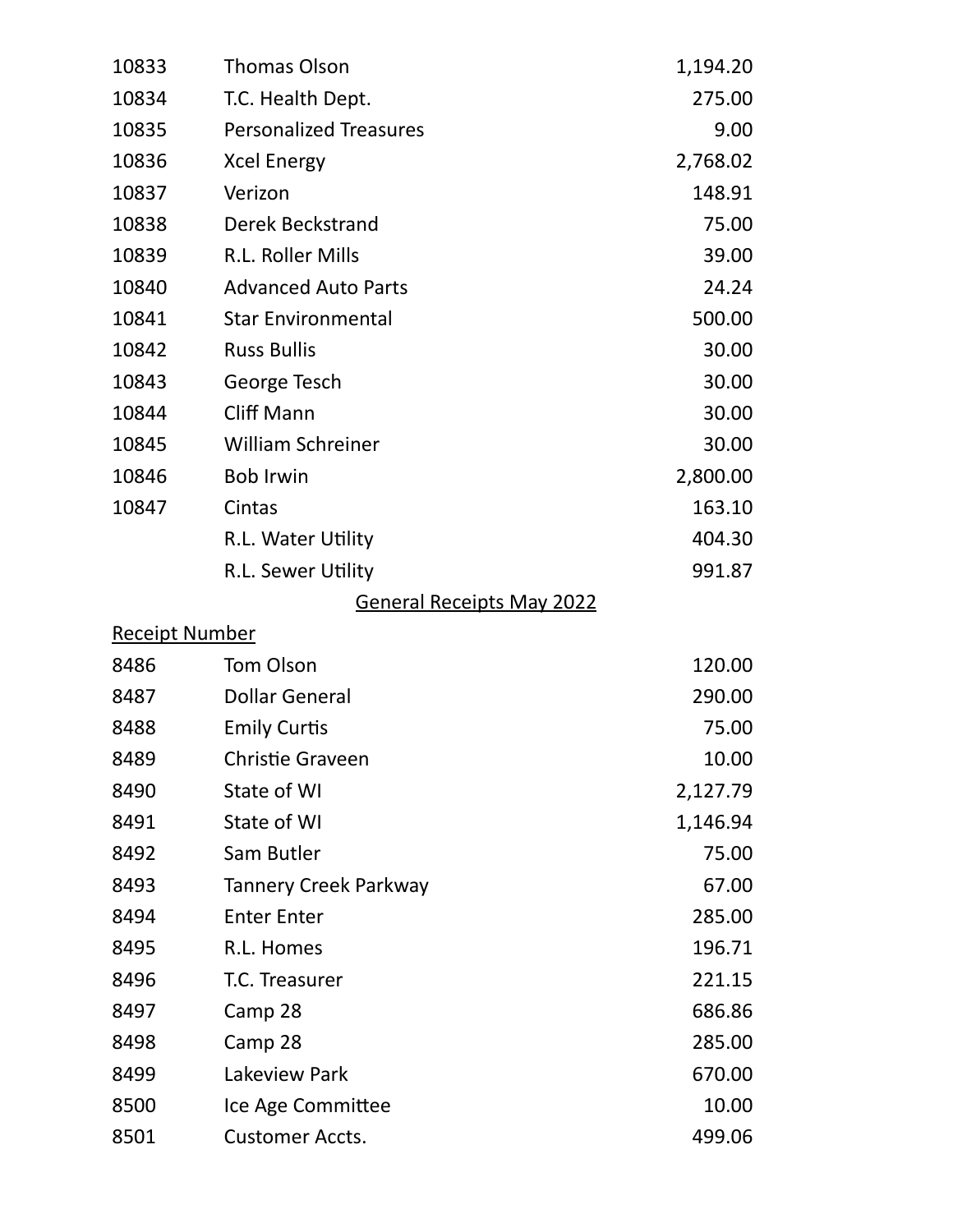| | | |
|---|---|---|
| 10833 | Thomas Olson | 1,194.20 |
| 10834 | T.C. Health Dept. | 275.00 |
| 10835 | Personalized Treasures | 9.00 |
| 10836 | Xcel Energy | 2,768.02 |
| 10837 | Verizon | 148.91 |
| 10838 | Derek Beckstrand | 75.00 |
| 10839 | R.L. Roller Mills | 39.00 |
| 10840 | Advanced Auto Parts | 24.24 |
| 10841 | Star Environmental | 500.00 |
| 10842 | Russ Bullis | 30.00 |
| 10843 | George Tesch | 30.00 |
| 10844 | Cliff Mann | 30.00 |
| 10845 | William Schreiner | 30.00 |
| 10846 | Bob Irwin | 2,800.00 |
| 10847 | Cintas | 163.10 |
| | R.L. Water Utility | 404.30 |
| | R.L. Sewer Utility | 991.87 |

General Receipts May 2022

| Receipt Number | | |
|---|---|---|
| 8486 | Tom Olson | 120.00 |
| 8487 | Dollar General | 290.00 |
| 8488 | Emily Curtis | 75.00 |
| 8489 | Christie Graveen | 10.00 |
| 8490 | State of WI | 2,127.79 |
| 8491 | State of WI | 1,146.94 |
| 8492 | Sam Butler | 75.00 |
| 8493 | Tannery Creek Parkway | 67.00 |
| 8494 | Enter Enter | 285.00 |
| 8495 | R.L. Homes | 196.71 |
| 8496 | T.C. Treasurer | 221.15 |
| 8497 | Camp 28 | 686.86 |
| 8498 | Camp 28 | 285.00 |
| 8499 | Lakeview Park | 670.00 |
| 8500 | Ice Age Committee | 10.00 |
| 8501 | Customer Accts. | 499.06 |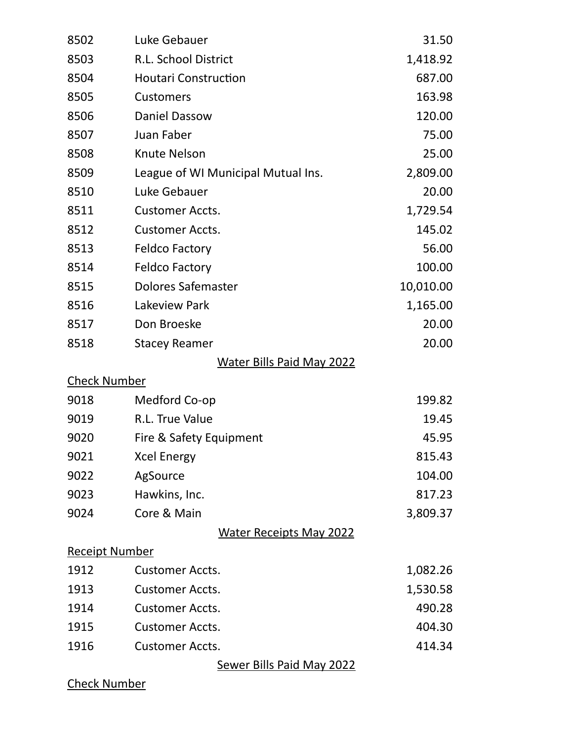| | | |
|---|---|---|
| 8502 | Luke Gebauer | 31.50 |
| 8503 | R.L. School District | 1,418.92 |
| 8504 | Houtari Construction | 687.00 |
| 8505 | Customers | 163.98 |
| 8506 | Daniel Dassow | 120.00 |
| 8507 | Juan Faber | 75.00 |
| 8508 | Knute Nelson | 25.00 |
| 8509 | League of WI Municipal Mutual Ins. | 2,809.00 |
| 8510 | Luke Gebauer | 20.00 |
| 8511 | Customer Accts. | 1,729.54 |
| 8512 | Customer Accts. | 145.02 |
| 8513 | Feldco Factory | 56.00 |
| 8514 | Feldco Factory | 100.00 |
| 8515 | Dolores Safemaster | 10,010.00 |
| 8516 | Lakeview Park | 1,165.00 |
| 8517 | Don Broeske | 20.00 |
| 8518 | Stacey Reamer | 20.00 |

## Water Bills Paid May 2022

| Check Number | | |
|---|---|---|
| 9018 | Medford Co-op | 199.82 |
| 9019 | R.L. True Value | 19.45 |
| 9020 | Fire & Safety Equipment | 45.95 |
| 9021 | Xcel Energy | 815.43 |
| 9022 | AgSource | 104.00 |
| 9023 | Hawkins, Inc. | 817.23 |
| 9024 | Core & Main | 3,809.37 |

## Water Receipts May 2022

| Receipt Number | | |
|---|---|---|
| 1912 | Customer Accts. | 1,082.26 |
| 1913 | Customer Accts. | 1,530.58 |
| 1914 | Customer Accts. | 490.28 |
| 1915 | Customer Accts. | 404.30 |
| 1916 | Customer Accts. | 414.34 |

## Sewer Bills Paid May 2022

Check Number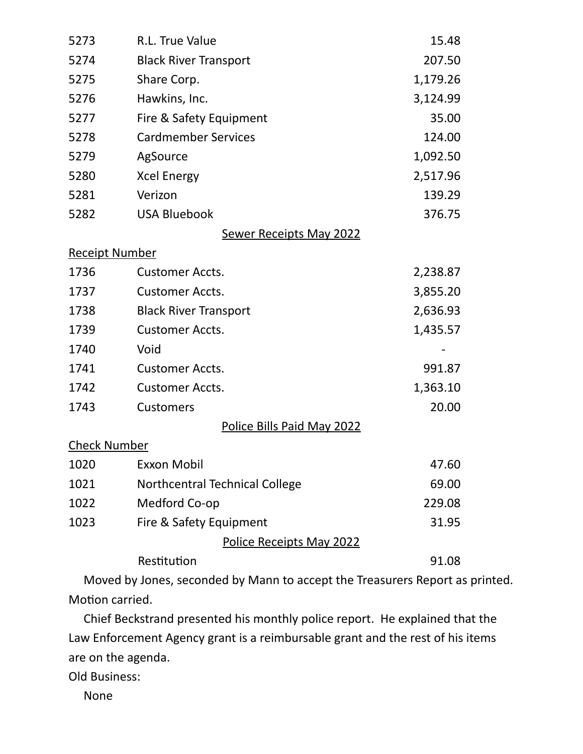| | | |
|---|---|---|
| 5273 | R.L. True Value | 15.48 |
| 5274 | Black River Transport | 207.50 |
| 5275 | Share Corp. | 1,179.26 |
| 5276 | Hawkins, Inc. | 3,124.99 |
| 5277 | Fire & Safety Equipment | 35.00 |
| 5278 | Cardmember Services | 124.00 |
| 5279 | AgSource | 1,092.50 |
| 5280 | Xcel Energy | 2,517.96 |
| 5281 | Verizon | 139.29 |
| 5282 | USA Bluebook | 376.75 |

Sewer Receipts May 2022

| Receipt Number | | |
|---|---|---|
| 1736 | Customer Accts. | 2,238.87 |
| 1737 | Customer Accts. | 3,855.20 |
| 1738 | Black River Transport | 2,636.93 |
| 1739 | Customer Accts. | 1,435.57 |
| 1740 | Void | - |
| 1741 | Customer Accts. | 991.87 |
| 1742 | Customer Accts. | 1,363.10 |
| 1743 | Customers | 20.00 |

Police Bills Paid May 2022

| Check Number | | |
|---|---|---|
| 1020 | Exxon Mobil | 47.60 |
| 1021 | Northcentral Technical College | 69.00 |
| 1022 | Medford Co-op | 229.08 |
| 1023 | Fire & Safety Equipment | 31.95 |

Police Receipts May 2022

| | |
|---|---|
| Restitution | 91.08 |

Moved by Jones, seconded by Mann to accept the Treasurers Report as printed. Motion carried.

Chief Beckstrand presented his monthly police report. He explained that the Law Enforcement Agency grant is a reimbursable grant and the rest of his items are on the agenda.

Old Business:

None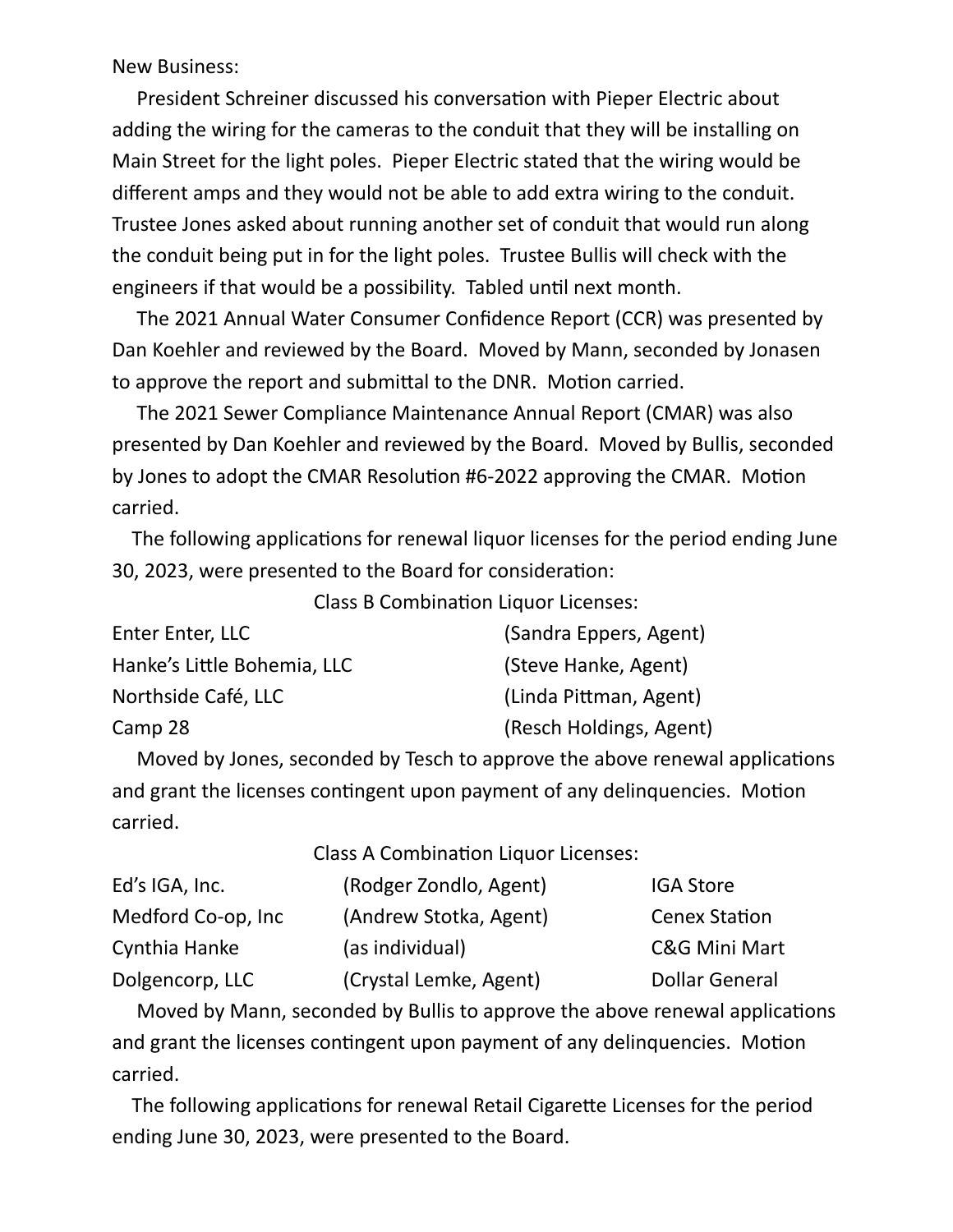New Business:

President Schreiner discussed his conversation with Pieper Electric about adding the wiring for the cameras to the conduit that they will be installing on Main Street for the light poles. Pieper Electric stated that the wiring would be different amps and they would not be able to add extra wiring to the conduit. Trustee Jones asked about running another set of conduit that would run along the conduit being put in for the light poles. Trustee Bullis will check with the engineers if that would be a possibility. Tabled until next month.

The 2021 Annual Water Consumer Confidence Report (CCR) was presented by Dan Koehler and reviewed by the Board. Moved by Mann, seconded by Jonasen to approve the report and submittal to the DNR. Motion carried.

The 2021 Sewer Compliance Maintenance Annual Report (CMAR) was also presented by Dan Koehler and reviewed by the Board. Moved by Bullis, seconded by Jones to adopt the CMAR Resolution #6-2022 approving the CMAR. Motion carried.

The following applications for renewal liquor licenses for the period ending June 30, 2023, were presented to the Board for consideration:

Class B Combination Liquor Licenses:

| | |
|---|---|
| Enter Enter, LLC | (Sandra Eppers, Agent) |
| Hanke's Little Bohemia, LLC | (Steve Hanke, Agent) |
| Northside Café, LLC | (Linda Pittman, Agent) |
| Camp 28 | (Resch Holdings, Agent) |

Moved by Jones, seconded by Tesch to approve the above renewal applications and grant the licenses contingent upon payment of any delinquencies. Motion carried.

Class A Combination Liquor Licenses:

| | | |
|---|---|---|
| Ed's IGA, Inc. | (Rodger Zondlo, Agent) | IGA Store |
| Medford Co-op, Inc | (Andrew Stotka, Agent) | Cenex Station |
| Cynthia Hanke | (as individual) | C&G Mini Mart |
| Dolgencorp, LLC | (Crystal Lemke, Agent) | Dollar General |

Moved by Mann, seconded by Bullis to approve the above renewal applications and grant the licenses contingent upon payment of any delinquencies. Motion carried.

The following applications for renewal Retail Cigarette Licenses for the period ending June 30, 2023, were presented to the Board.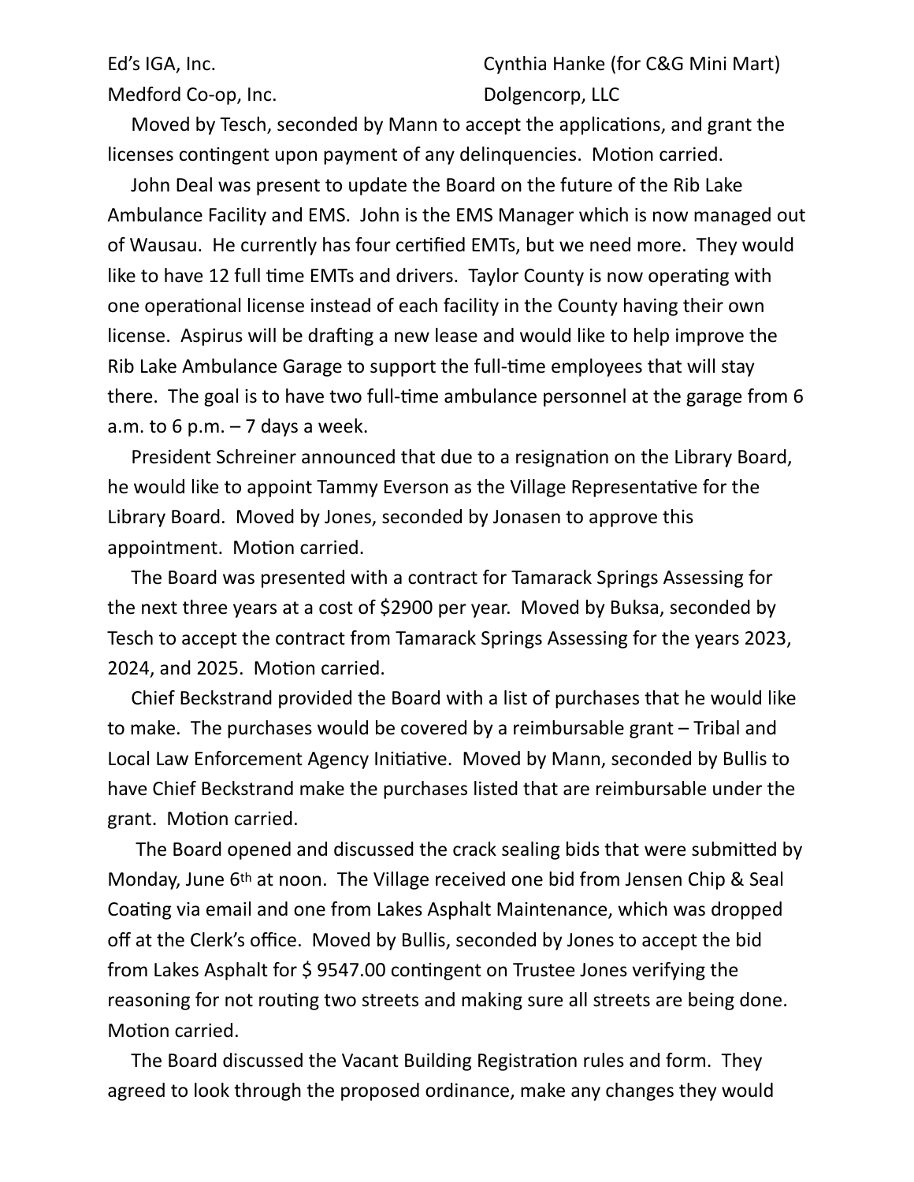| | |
|---|---|
| Ed's IGA, Inc. | Cynthia Hanke (for C&G Mini Mart) |
| Medford Co-op, Inc. | Dolgencorp, LLC |

Moved by Tesch, seconded by Mann to accept the applications, and grant the licenses contingent upon payment of any delinquencies. Motion carried.

John Deal was present to update the Board on the future of the Rib Lake Ambulance Facility and EMS. John is the EMS Manager which is now managed out of Wausau. He currently has four certified EMTs, but we need more. They would like to have 12 full time EMTs and drivers. Taylor County is now operating with one operational license instead of each facility in the County having their own license. Aspirus will be drafting a new lease and would like to help improve the Rib Lake Ambulance Garage to support the full-time employees that will stay there. The goal is to have two full-time ambulance personnel at the garage from 6 a.m. to 6 p.m. – 7 days a week.

President Schreiner announced that due to a resignation on the Library Board, he would like to appoint Tammy Everson as the Village Representative for the Library Board. Moved by Jones, seconded by Jonasen to approve this appointment. Motion carried.

The Board was presented with a contract for Tamarack Springs Assessing for the next three years at a cost of $2900 per year. Moved by Buksa, seconded by Tesch to accept the contract from Tamarack Springs Assessing for the years 2023, 2024, and 2025. Motion carried.

Chief Beckstrand provided the Board with a list of purchases that he would like to make. The purchases would be covered by a reimbursable grant – Tribal and Local Law Enforcement Agency Initiative. Moved by Mann, seconded by Bullis to have Chief Beckstrand make the purchases listed that are reimbursable under the grant. Motion carried.

The Board opened and discussed the crack sealing bids that were submitted by Monday, June 6th at noon. The Village received one bid from Jensen Chip & Seal Coating via email and one from Lakes Asphalt Maintenance, which was dropped off at the Clerk's office. Moved by Bullis, seconded by Jones to accept the bid from Lakes Asphalt for $ 9547.00 contingent on Trustee Jones verifying the reasoning for not routing two streets and making sure all streets are being done. Motion carried.

The Board discussed the Vacant Building Registration rules and form. They agreed to look through the proposed ordinance, make any changes they would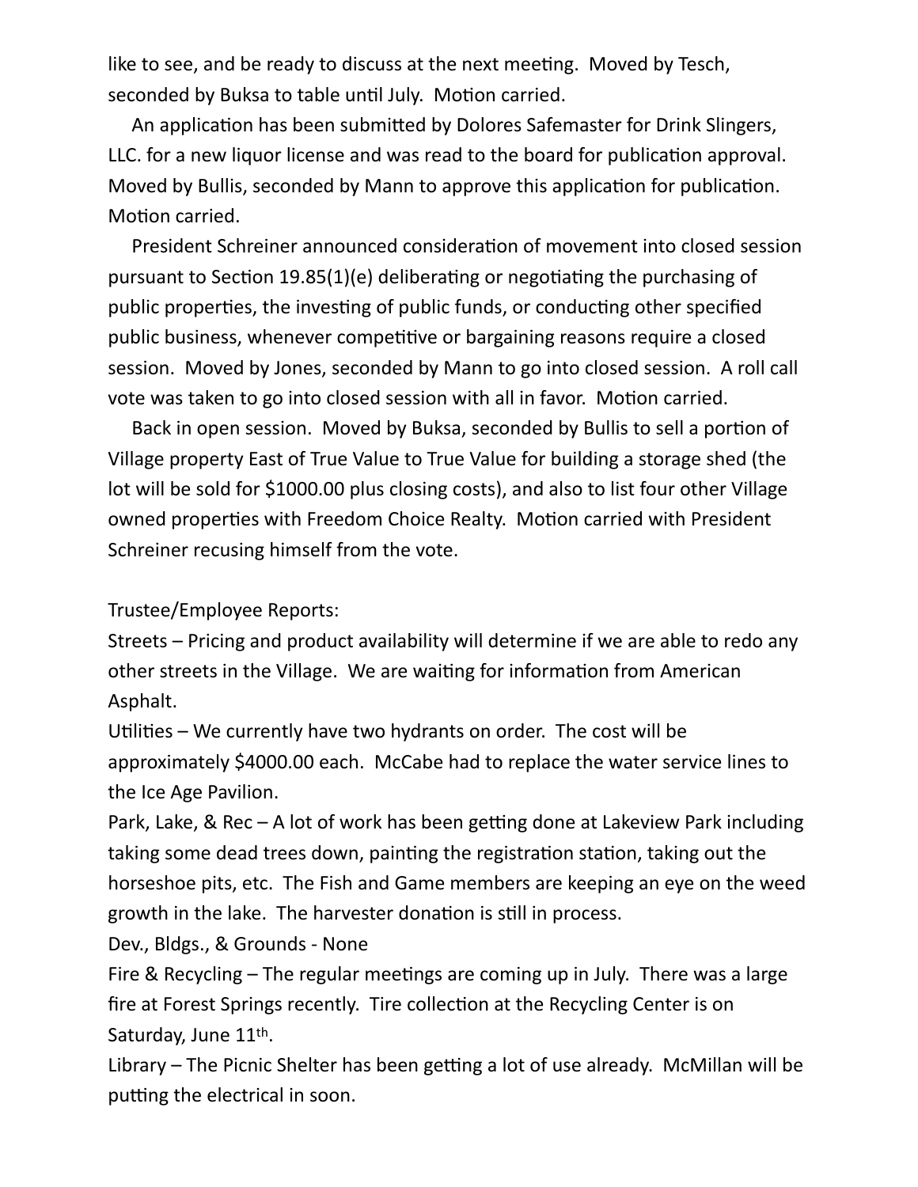like to see, and be ready to discuss at the next meeting. Moved by Tesch, seconded by Buksa to table until July. Motion carried.

An application has been submitted by Dolores Safemaster for Drink Slingers, LLC. for a new liquor license and was read to the board for publication approval. Moved by Bullis, seconded by Mann to approve this application for publication. Motion carried.

President Schreiner announced consideration of movement into closed session pursuant to Section 19.85(1)(e) deliberating or negotiating the purchasing of public properties, the investing of public funds, or conducting other specified public business, whenever competitive or bargaining reasons require a closed session. Moved by Jones, seconded by Mann to go into closed session. A roll call vote was taken to go into closed session with all in favor. Motion carried.

Back in open session. Moved by Buksa, seconded by Bullis to sell a portion of Village property East of True Value to True Value for building a storage shed (the lot will be sold for $1000.00 plus closing costs), and also to list four other Village owned properties with Freedom Choice Realty. Motion carried with President Schreiner recusing himself from the vote.

Trustee/Employee Reports:

Streets – Pricing and product availability will determine if we are able to redo any other streets in the Village. We are waiting for information from American Asphalt.

Utilities – We currently have two hydrants on order. The cost will be approximately $4000.00 each. McCabe had to replace the water service lines to the Ice Age Pavilion.

Park, Lake, & Rec – A lot of work has been getting done at Lakeview Park including taking some dead trees down, painting the registration station, taking out the horseshoe pits, etc. The Fish and Game members are keeping an eye on the weed growth in the lake. The harvester donation is still in process.

Dev., Bldgs., & Grounds - None

Fire & Recycling – The regular meetings are coming up in July. There was a large fire at Forest Springs recently. Tire collection at the Recycling Center is on Saturday, June 11th.

Library – The Picnic Shelter has been getting a lot of use already. McMillan will be putting the electrical in soon.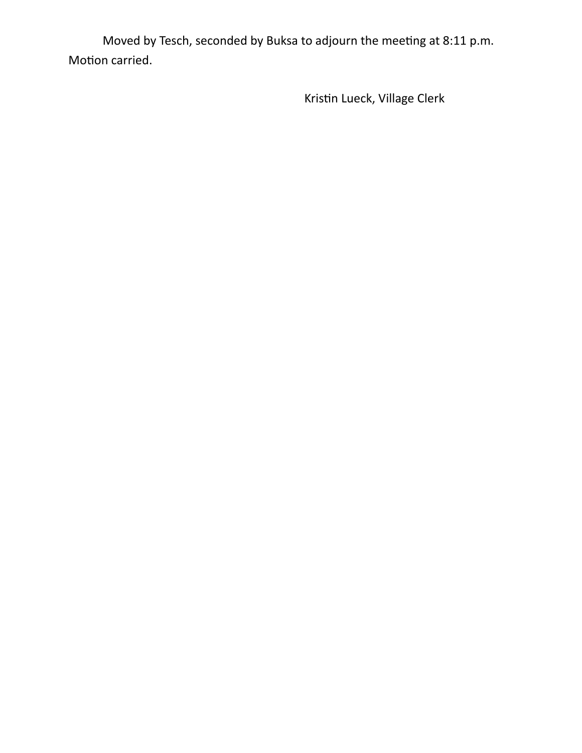Moved by Tesch, seconded by Buksa to adjourn the meeting at 8:11 p.m. Motion carried.

Kristin Lueck, Village Clerk